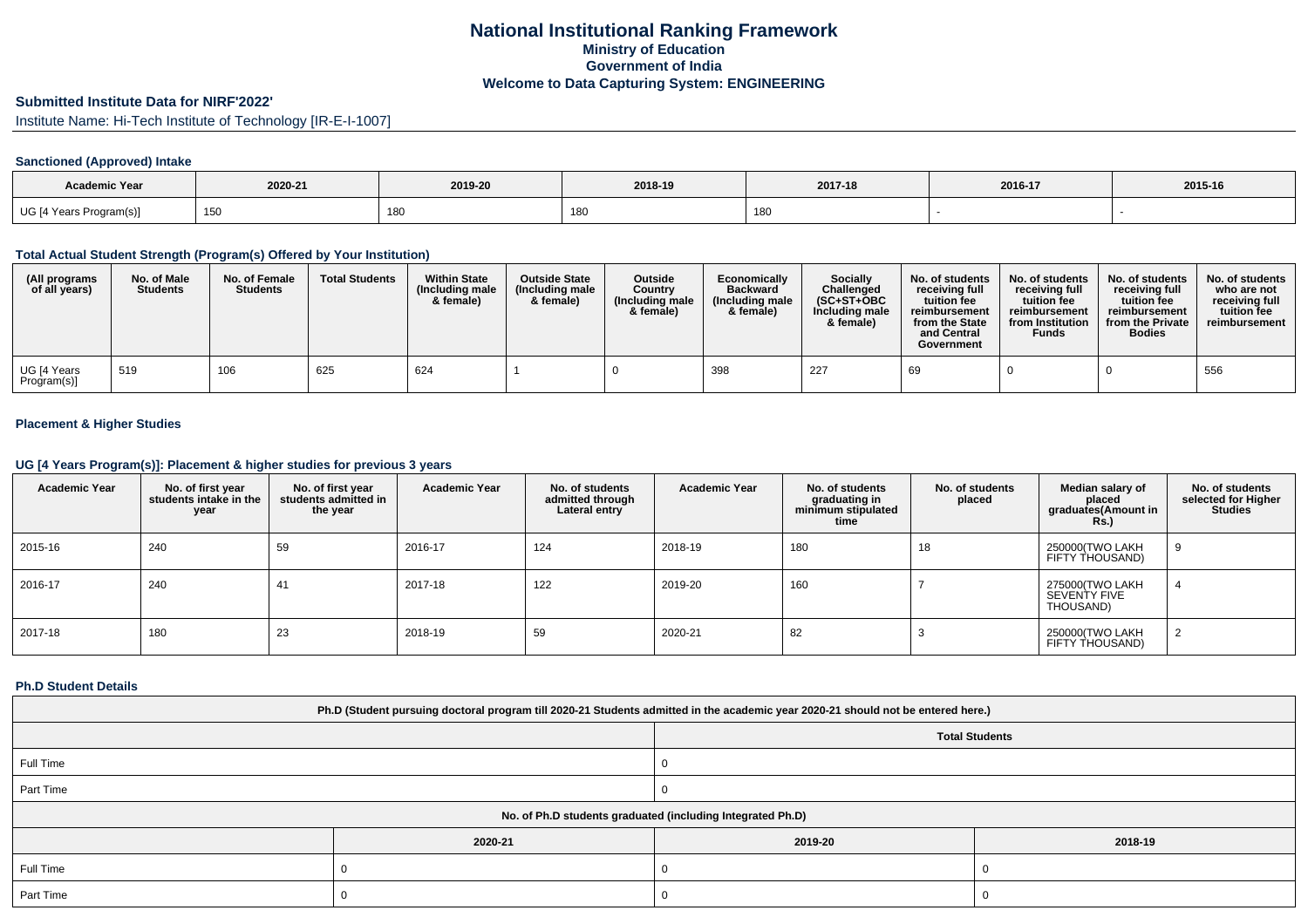# National Institutional Ranking Framework

## Ministry of Education

## Government of India

## Welcome to Data Capturing System: ENGINEERING

### Submitted Institute Data for NIRF'2022'

Institute Name: Hi-Tech Institute of Technology [IR-E-I-1007]

#### Sanctioned (Approved) Intake

| Academic Year | 2020-21 | 2019-20 | 2018-19 | 2017-18 | 2016-17 | 2015-16 |
|---|---|---|---|---|---|---|
| UG [4 Years Program(s)] | 150 | 180 | 180 | 180 | - | - |

#### Total Actual Student Strength (Program(s) Offered by Your Institution)

| (All programs of all years) | No. of Male Students | No. of Female Students | Total Students | Within State (Including male & female) | Outside State (Including male & female) | Outside Country (Including male & female) | Economically Backward (Including male & female) | Socially Challenged (SC+ST+OBC Including male & female) | No. of students receiving full tuition fee reimbursement from the State and Central Government | No. of students receiving full tuition fee reimbursement from Institution Funds | No. of students receiving full tuition fee reimbursement from the Private Bodies | No. of students who are not receiving full tuition fee reimbursement |
|---|---|---|---|---|---|---|---|---|---|---|---|---|
| UG [4 Years Program(s)] | 519 | 106 | 625 | 624 | 1 | 0 | 398 | 227 | 69 | 0 | 0 | 556 |

#### Placement & Higher Studies

#### UG [4 Years Program(s)]: Placement & higher studies for previous 3 years

| Academic Year | No. of first year students intake in the year | No. of first year students admitted in the year | Academic Year | No. of students admitted through Lateral entry | Academic Year | No. of students graduating in minimum stipulated time | No. of students placed | Median salary of placed graduates(Amount in Rs.) | No. of students selected for Higher Studies |
|---|---|---|---|---|---|---|---|---|---|
| 2015-16 | 240 | 59 | 2016-17 | 124 | 2018-19 | 180 | 18 | 250000(TWO LAKH FIFTY THOUSAND) | 9 |
| 2016-17 | 240 | 41 | 2017-18 | 122 | 2019-20 | 160 | 7 | 275000(TWO LAKH SEVENTY FIVE THOUSAND) | 4 |
| 2017-18 | 180 | 23 | 2018-19 | 59 | 2020-21 | 82 | 3 | 250000(TWO LAKH FIFTY THOUSAND) | 2 |

#### Ph.D Student Details

| Ph.D (Student pursuing doctoral program till 2020-21 Students admitted in the academic year 2020-21 should not be entered here.) | |
|---|---|
| | Total Students |
| Full Time | 0 |
| Part Time | 0 |

| No. of Ph.D students graduated (including Integrated Ph.D) | | | |
|---|---|---|---|
| | 2020-21 | 2019-20 | 2018-19 |
| Full Time | 0 | 0 | 0 |
| Part Time | 0 | 0 | 0 |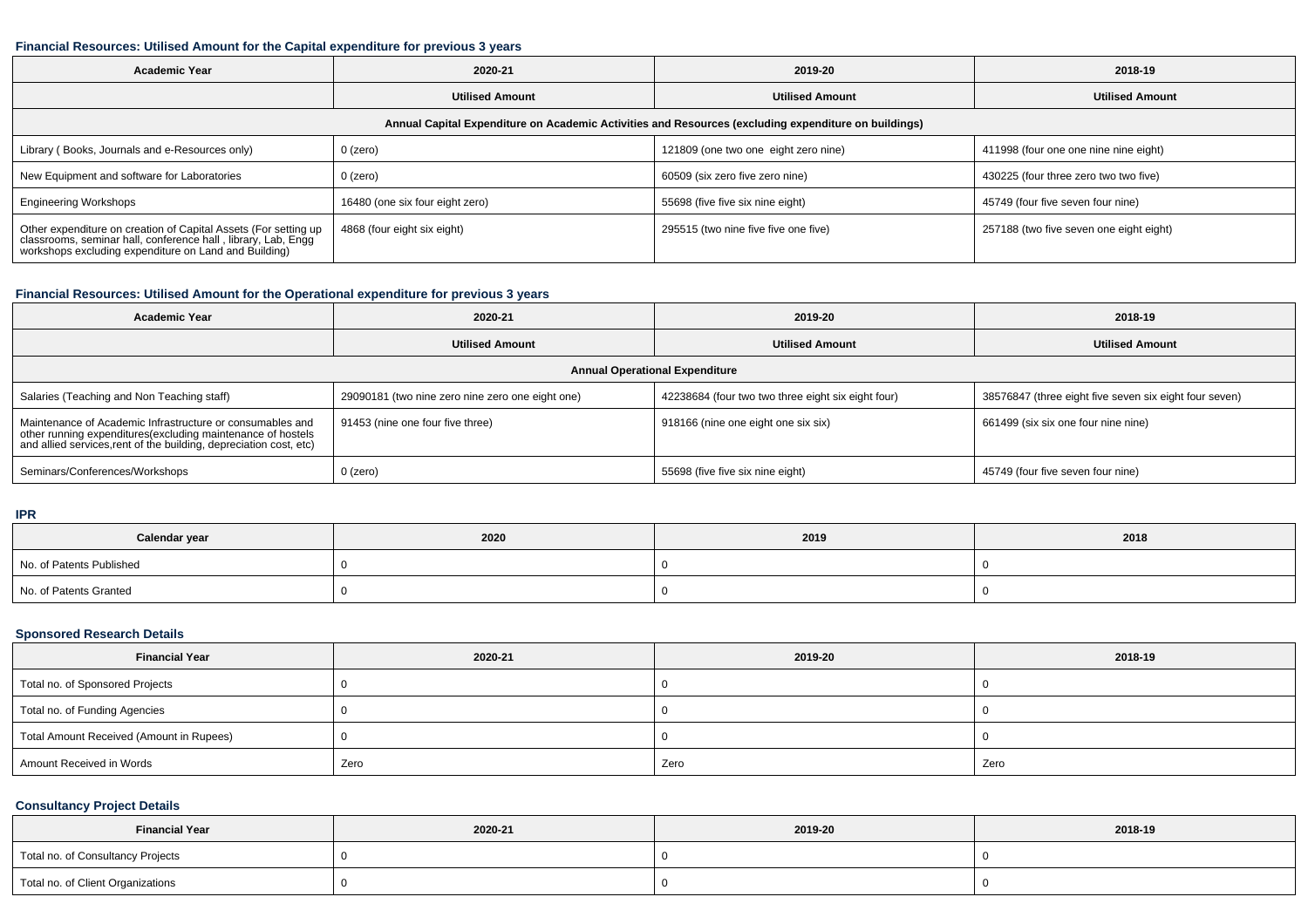#### Financial Resources: Utilised Amount for the Capital expenditure for previous 3 years

| Academic Year | 2020-21 | 2019-20 | 2018-19 |
|---|---|---|---|
| | **Utilised Amount** | **Utilised Amount** | **Utilised Amount** |
| **Annual Capital Expenditure on Academic Activities and Resources (excluding expenditure on buildings)** | | | |
| Library ( Books, Journals and e-Resources only) | 0 (zero) | 121809 (one two one eight zero nine) | 411998 (four one one nine nine eight) |
| New Equipment and software for Laboratories | 0 (zero) | 60509 (six zero five zero nine) | 430225 (four three zero two two five) |
| Engineering Workshops | 16480 (one six four eight zero) | 55698 (five five six nine eight) | 45749 (four five seven four nine) |
| Other expenditure on creation of Capital Assets (For setting up classrooms, seminar hall, conference hall , library, Lab, Engg workshops excluding expenditure on Land and Building) | 4868 (four eight six eight) | 295515 (two nine five five one five) | 257188 (two five seven one eight eight) |

#### Financial Resources: Utilised Amount for the Operational expenditure for previous 3 years

| Academic Year | 2020-21 | 2019-20 | 2018-19 |
|---|---|---|---|
| | **Utilised Amount** | **Utilised Amount** | **Utilised Amount** |
| **Annual Operational Expenditure** | | | |
| Salaries (Teaching and Non Teaching staff) | 29090181 (two nine zero nine zero one eight one) | 42238684 (four two two three eight six eight four) | 38576847 (three eight five seven six eight four seven) |
| Maintenance of Academic Infrastructure or consumables and other running expenditures(excluding maintenance of hostels and allied services,rent of the building, depreciation cost, etc) | 91453 (nine one four five three) | 918166 (nine one eight one six six) | 661499 (six six one four nine nine) |
| Seminars/Conferences/Workshops | 0 (zero) | 55698 (five five six nine eight) | 45749 (four five seven four nine) |

#### IPR

| Calendar year | 2020 | 2019 | 2018 |
|---|---|---|---|
| No. of Patents Published | 0 | 0 | 0 |
| No. of Patents Granted | 0 | 0 | 0 |

#### Sponsored Research Details

| Financial Year | 2020-21 | 2019-20 | 2018-19 |
|---|---|---|---|
| Total no. of Sponsored Projects | 0 | 0 | 0 |
| Total no. of Funding Agencies | 0 | 0 | 0 |
| Total Amount Received (Amount in Rupees) | 0 | 0 | 0 |
| Amount Received in Words | Zero | Zero | Zero |

#### Consultancy Project Details

| Financial Year | 2020-21 | 2019-20 | 2018-19 |
|---|---|---|---|
| Total no. of Consultancy Projects | 0 | 0 | 0 |
| Total no. of Client Organizations | 0 | 0 | 0 |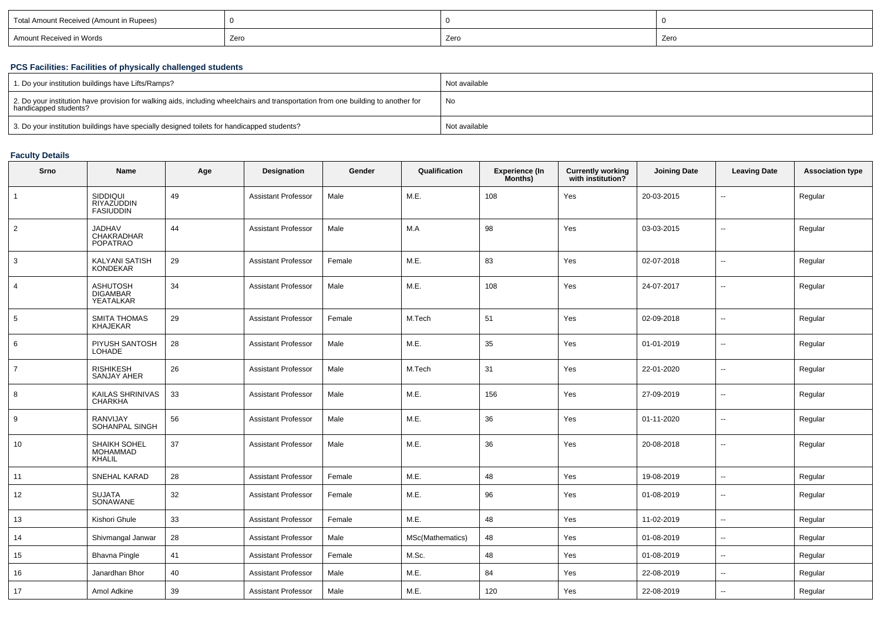| Total Amount Received (Amount in Rupees) | 0 | 0 | 0 |
|---|---|---|---|
| Amount Received in Words | Zero | Zero | Zero |

### PCS Facilities: Facilities of physically challenged students

| 1. Do your institution buildings have Lifts/Ramps? | Not available |
|---|---|
| 2. Do your institution have provision for walking aids, including wheelchairs and transportation from one building to another for handicapped students? | No |
| 3. Do your institution buildings have specially designed toilets for handicapped students? | Not available |

### Faculty Details

| Srno | Name | Age | Designation | Gender | Qualification | Experience (In Months) | Currently working with institution? | Joining Date | Leaving Date | Association type |
|---|---|---|---|---|---|---|---|---|---|---|
| 1 | SIDDIQUI RIYAZUDDIN FASIUDDIN | 49 | Assistant Professor | Male | M.E. | 108 | Yes | 20-03-2015 | -- | Regular |
| 2 | JADHAV CHAKRADHAR POPATRAO | 44 | Assistant Professor | Male | M.A | 98 | Yes | 03-03-2015 | -- | Regular |
| 3 | KALYANI SATISH KONDEKAR | 29 | Assistant Professor | Female | M.E. | 83 | Yes | 02-07-2018 | -- | Regular |
| 4 | ASHUTOSH DIGAMBAR YEATALKAR | 34 | Assistant Professor | Male | M.E. | 108 | Yes | 24-07-2017 | -- | Regular |
| 5 | SMITA THOMAS KHAJEKAR | 29 | Assistant Professor | Female | M.Tech | 51 | Yes | 02-09-2018 | -- | Regular |
| 6 | PIYUSH SANTOSH LOHADE | 28 | Assistant Professor | Male | M.E. | 35 | Yes | 01-01-2019 | -- | Regular |
| 7 | RISHIKESH SANJAY AHER | 26 | Assistant Professor | Male | M.Tech | 31 | Yes | 22-01-2020 | -- | Regular |
| 8 | KAILAS SHRINIVAS CHARKHA | 33 | Assistant Professor | Male | M.E. | 156 | Yes | 27-09-2019 | -- | Regular |
| 9 | RANVIJAY SOHANPAL SINGH | 56 | Assistant Professor | Male | M.E. | 36 | Yes | 01-11-2020 | -- | Regular |
| 10 | SHAIKH SOHEL MOHAMMAD KHALIL | 37 | Assistant Professor | Male | M.E. | 36 | Yes | 20-08-2018 | -- | Regular |
| 11 | SNEHAL KARAD | 28 | Assistant Professor | Female | M.E. | 48 | Yes | 19-08-2019 | -- | Regular |
| 12 | SUJATA SONAWANE | 32 | Assistant Professor | Female | M.E. | 96 | Yes | 01-08-2019 | -- | Regular |
| 13 | Kishori Ghule | 33 | Assistant Professor | Female | M.E. | 48 | Yes | 11-02-2019 | -- | Regular |
| 14 | Shivmangal Janwar | 28 | Assistant Professor | Male | MSc(Mathematics) | 48 | Yes | 01-08-2019 | -- | Regular |
| 15 | Bhavna Pingle | 41 | Assistant Professor | Female | M.Sc. | 48 | Yes | 01-08-2019 | -- | Regular |
| 16 | Janardhan Bhor | 40 | Assistant Professor | Male | M.E. | 84 | Yes | 22-08-2019 | -- | Regular |
| 17 | Amol Adkine | 39 | Assistant Professor | Male | M.E. | 120 | Yes | 22-08-2019 | -- | Regular |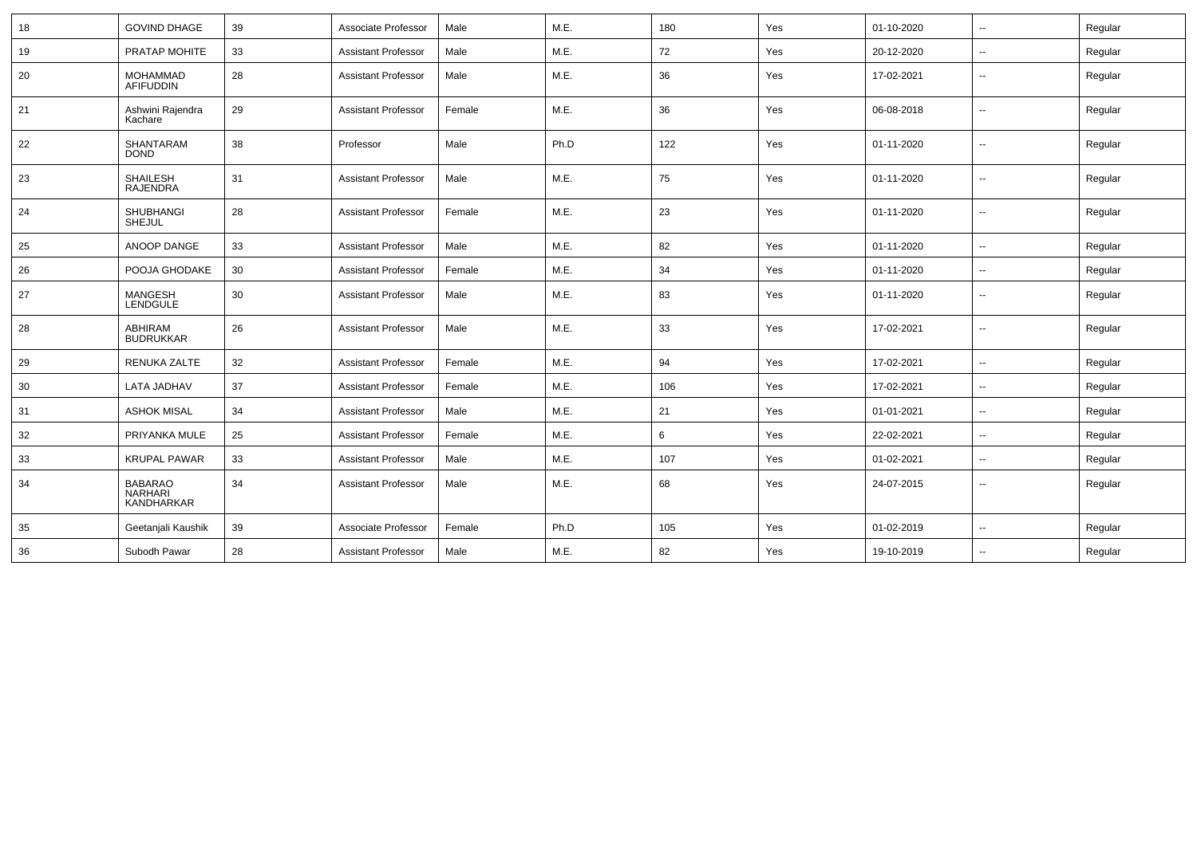| | | | | | | | | | | |
|---|---|---|---|---|---|---|---|---|---|---|
| 18 | GOVIND DHAGE | 39 | Associate Professor | Male | M.E. | 180 | Yes | 01-10-2020 | -- | Regular |
| 19 | PRATAP MOHITE | 33 | Assistant Professor | Male | M.E. | 72 | Yes | 20-12-2020 | -- | Regular |
| 20 | MOHAMMAD AFIFUDDIN | 28 | Assistant Professor | Male | M.E. | 36 | Yes | 17-02-2021 | -- | Regular |
| 21 | Ashwini Rajendra Kachare | 29 | Assistant Professor | Female | M.E. | 36 | Yes | 06-08-2018 | -- | Regular |
| 22 | SHANTARAM DOND | 38 | Professor | Male | Ph.D | 122 | Yes | 01-11-2020 | -- | Regular |
| 23 | SHAILESH RAJENDRA | 31 | Assistant Professor | Male | M.E. | 75 | Yes | 01-11-2020 | -- | Regular |
| 24 | SHUBHANGI SHEJUL | 28 | Assistant Professor | Female | M.E. | 23 | Yes | 01-11-2020 | -- | Regular |
| 25 | ANOOP DANGE | 33 | Assistant Professor | Male | M.E. | 82 | Yes | 01-11-2020 | -- | Regular |
| 26 | POOJA GHODAKE | 30 | Assistant Professor | Female | M.E. | 34 | Yes | 01-11-2020 | -- | Regular |
| 27 | MANGESH LENDGULE | 30 | Assistant Professor | Male | M.E. | 83 | Yes | 01-11-2020 | -- | Regular |
| 28 | ABHIRAM BUDRUKKAR | 26 | Assistant Professor | Male | M.E. | 33 | Yes | 17-02-2021 | -- | Regular |
| 29 | RENUKA ZALTE | 32 | Assistant Professor | Female | M.E. | 94 | Yes | 17-02-2021 | -- | Regular |
| 30 | LATA JADHAV | 37 | Assistant Professor | Female | M.E. | 106 | Yes | 17-02-2021 | -- | Regular |
| 31 | ASHOK MISAL | 34 | Assistant Professor | Male | M.E. | 21 | Yes | 01-01-2021 | -- | Regular |
| 32 | PRIYANKA MULE | 25 | Assistant Professor | Female | M.E. | 6 | Yes | 22-02-2021 | -- | Regular |
| 33 | KRUPAL PAWAR | 33 | Assistant Professor | Male | M.E. | 107 | Yes | 01-02-2021 | -- | Regular |
| 34 | BABARAO NARHARI KANDHARKAR | 34 | Assistant Professor | Male | M.E. | 68 | Yes | 24-07-2015 | -- | Regular |
| 35 | Geetanjali Kaushik | 39 | Associate Professor | Female | Ph.D | 105 | Yes | 01-02-2019 | -- | Regular |
| 36 | Subodh Pawar | 28 | Assistant Professor | Male | M.E. | 82 | Yes | 19-10-2019 | -- | Regular |